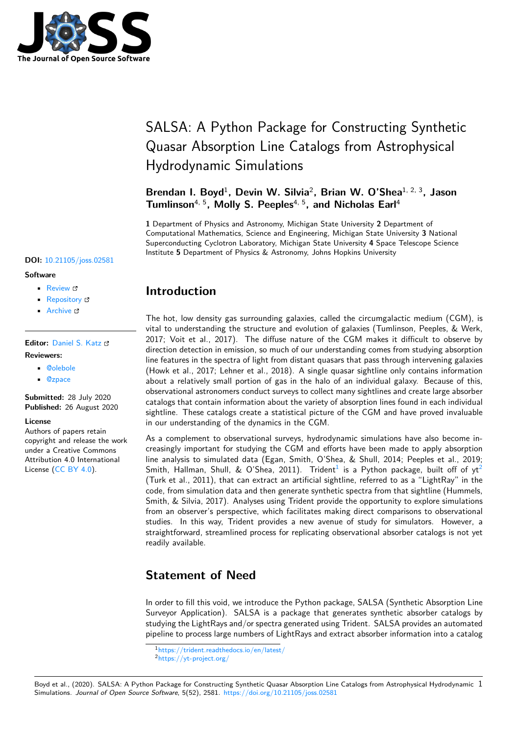# SALSA: A Python Package for Constructing Synthetic Quasar Absorption Line Catalogs from Astrophysical Hydrodynamic Simulations

**Brendan I. Boyd**[1], **Devin W. Silvia**[2], **Brian W. O'Shea**[1, 2, 3], **Jason Tumlinson**[4, 5], **Molly S. Peeples**[4, 5], **and Nicholas Earl**[4]

**1** Department of Physics and Astronomy, Michigan State University **2** Department of Computational Mathematics, Science and Engineering, Michigan State University **3** National Superconducting Cyclotron Laboratory, Michigan State University **4** Space Telescope Science Institute **5** Department of Physics & Astronomy, Johns Hopkins University

**DOI:** 10.21105/joss.02581

**Software**

- Review
- Repository
- Archive

**Editor:** Daniel S. Katz

**Reviewers:**

- @olebole
- @zpace

**Submitted:** 28 July 2020
**Published:** 26 August 2020

**License**
Authors of papers retain copyright and release the work under a Creative Commons Attribution 4.0 International License (CC BY 4.0).

## Introduction

The hot, low density gas surrounding galaxies, called the circumgalactic medium (CGM), is vital to understanding the structure and evolution of galaxies (Tumlinson, Peeples, & Werk, 2017; Voit et al., 2017). The diffuse nature of the CGM makes it difficult to observe by direction detection in emission, so much of our understanding comes from studying absorption line features in the spectra of light from distant quasars that pass through intervening galaxies (Howk et al., 2017; Lehner et al., 2018). A single quasar sightline only contains information about a relatively small portion of gas in the halo of an individual galaxy. Because of this, observational astronomers conduct surveys to collect many sightlines and create large absorber catalogs that contain information about the variety of absorption lines found in each individual sightline. These catalogs create a statistical picture of the CGM and have proved invaluable in our understanding of the dynamics in the CGM.

As a complement to observational surveys, hydrodynamic simulations have also become increasingly important for studying the CGM and efforts have been made to apply absorption line analysis to simulated data (Egan, Smith, O'Shea, & Shull, 2014; Peeples et al., 2019; Smith, Hallman, Shull, & O'Shea, 2011). Trident[1] is a Python package, built off of yt[2] (Turk et al., 2011), that can extract an artificial sightline, referred to as a "LightRay" in the code, from simulation data and then generate synthetic spectra from that sightline (Hummels, Smith, & Silvia, 2017). Analyses using Trident provide the opportunity to explore simulations from an observer's perspective, which facilitates making direct comparisons to observational studies. In this way, Trident provides a new avenue of study for simulators. However, a straightforward, streamlined process for replicating observational absorber catalogs is not yet readily available.

## Statement of Need

In order to fill this void, we introduce the Python package, SALSA (Synthetic Absorption Line Surveyor Application). SALSA is a package that generates synthetic absorber catalogs by studying the LightRays and/or spectra generated using Trident. SALSA provides an automated pipeline to process large numbers of LightRays and extract absorber information into a catalog

[1] https://trident.readthedocs.io/en/latest/
[2] https://yt-project.org/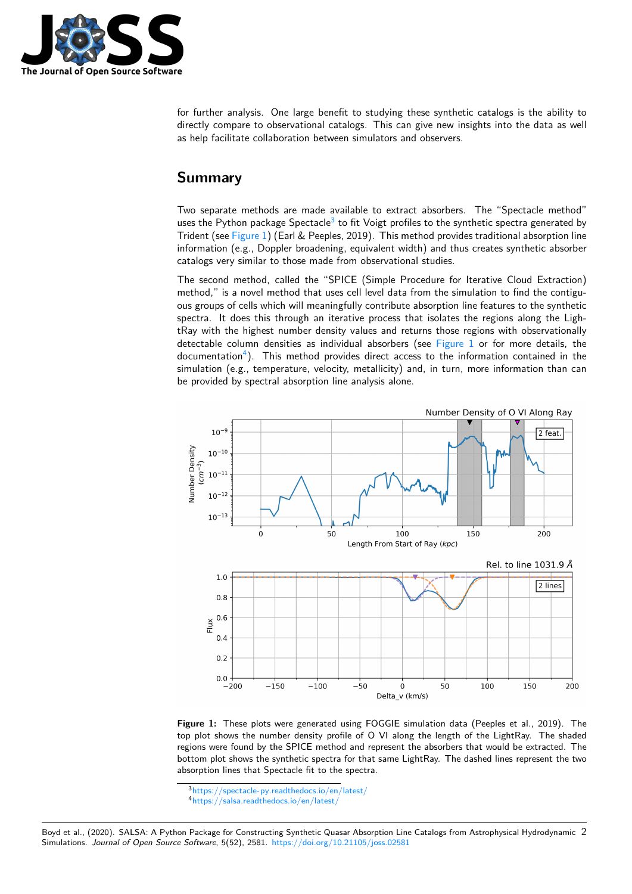for further analysis. One large benefit to studying these synthetic catalogs is the ability to directly compare to observational catalogs. This can give new insights into the data as well as help facilitate collaboration between simulators and observers.

# Summary

Two separate methods are made available to extract absorbers. The "Spectacle method" uses the Python package Spectacle[3] to fit Voigt profiles to the synthetic spectra generated by Trident (see Figure 1) (Earl & Peeples, 2019). This method provides traditional absorption line information (e.g., Doppler broadening, equivalent width) and thus creates synthetic absorber catalogs very similar to those made from observational studies.

The second method, called the "SPICE (Simple Procedure for Iterative Cloud Extraction) method," is a novel method that uses cell level data from the simulation to find the contiguous groups of cells which will meaningfully contribute absorption line features to the synthetic spectra. It does this through an iterative process that isolates the regions along the LightRay with the highest number density values and returns those regions with observationally detectable column densities as individual absorbers (see Figure 1 or for more details, the documentation[4]). This method provides direct access to the information contained in the simulation (e.g., temperature, velocity, metallicity) and, in turn, more information than can be provided by spectral absorption line analysis alone.

**Figure 1:** These plots were generated using FOGGIE simulation data (Peeples et al., 2019). The top plot shows the number density profile of O VI along the length of the LightRay. The shaded regions were found by the SPICE method and represent the absorbers that would be extracted. The bottom plot shows the synthetic spectra for that same LightRay. The dashed lines represent the two absorption lines that Spectacle fit to the spectra.

[3] https://spectacle-py.readthedocs.io/en/latest/
[4] https://salsa.readthedocs.io/en/latest/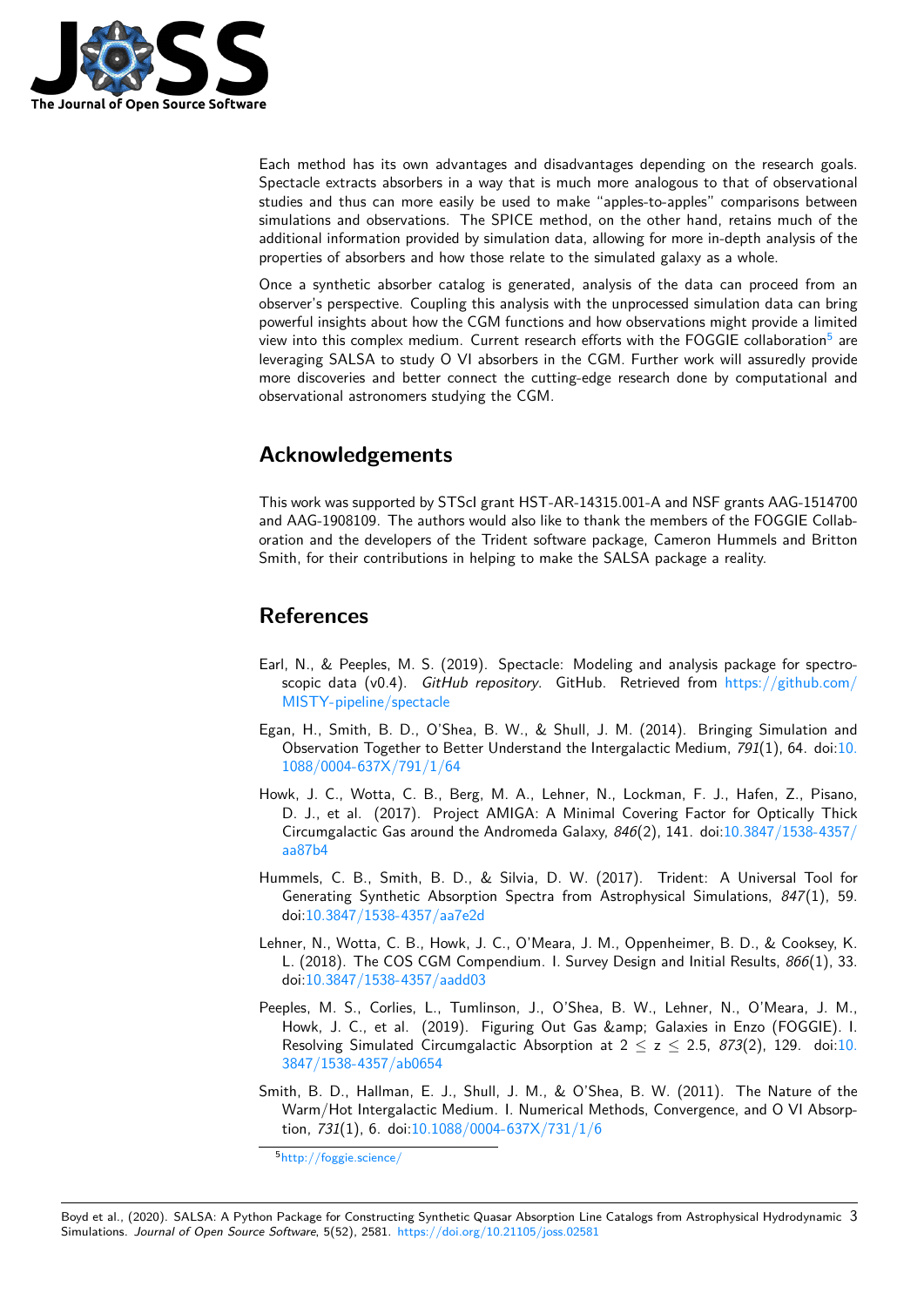Each method has its own advantages and disadvantages depending on the research goals. Spectacle extracts absorbers in a way that is much more analogous to that of observational studies and thus can more easily be used to make "apples-to-apples" comparisons between simulations and observations. The SPICE method, on the other hand, retains much of the additional information provided by simulation data, allowing for more in-depth analysis of the properties of absorbers and how those relate to the simulated galaxy as a whole.

Once a synthetic absorber catalog is generated, analysis of the data can proceed from an observer's perspective. Coupling this analysis with the unprocessed simulation data can bring powerful insights about how the CGM functions and how observations might provide a limited view into this complex medium. Current research efforts with the FOGGIE collaboration[5] are leveraging SALSA to study O VI absorbers in the CGM. Further work will assuredly provide more discoveries and better connect the cutting-edge research done by computational and observational astronomers studying the CGM.

## Acknowledgements

This work was supported by STScI grant HST-AR-14315.001-A and NSF grants AAG-1514700 and AAG-1908109. The authors would also like to thank the members of the FOGGIE Collaboration and the developers of the Trident software package, Cameron Hummels and Britton Smith, for their contributions in helping to make the SALSA package a reality.

## References

Earl, N., & Peeples, M. S. (2019). Spectacle: Modeling and analysis package for spectroscopic data (v0.4). *GitHub repository*. GitHub. Retrieved from https://github.com/MISTY-pipeline/spectacle

Egan, H., Smith, B. D., O'Shea, B. W., & Shull, J. M. (2014). Bringing Simulation and Observation Together to Better Understand the Intergalactic Medium, *791*(1), 64. doi:10.1088/0004-637X/791/1/64

Howk, J. C., Wotta, C. B., Berg, M. A., Lehner, N., Lockman, F. J., Hafen, Z., Pisano, D. J., et al. (2017). Project AMIGA: A Minimal Covering Factor for Optically Thick Circumgalactic Gas around the Andromeda Galaxy, *846*(2), 141. doi:10.3847/1538-4357/aa87b4

Hummels, C. B., Smith, B. D., & Silvia, D. W. (2017). Trident: A Universal Tool for Generating Synthetic Absorption Spectra from Astrophysical Simulations, *847*(1), 59. doi:10.3847/1538-4357/aa7e2d

Lehner, N., Wotta, C. B., Howk, J. C., O'Meara, J. M., Oppenheimer, B. D., & Cooksey, K. L. (2018). The COS CGM Compendium. I. Survey Design and Initial Results, *866*(1), 33. doi:10.3847/1538-4357/aadd03

Peeples, M. S., Corlies, L., Tumlinson, J., O'Shea, B. W., Lehner, N., O'Meara, J. M., Howk, J. C., et al. (2019). Figuring Out Gas &amp; Galaxies in Enzo (FOGGIE). I. Resolving Simulated Circumgalactic Absorption at $2 \leq z \leq 2.5$, *873*(2), 129. doi:10.3847/1538-4357/ab0654

Smith, B. D., Hallman, E. J., Shull, J. M., & O'Shea, B. W. (2011). The Nature of the Warm/Hot Intergalactic Medium. I. Numerical Methods, Convergence, and O VI Absorption, *731*(1), 6. doi:10.1088/0004-637X/731/1/6

[5] http://foggie.science/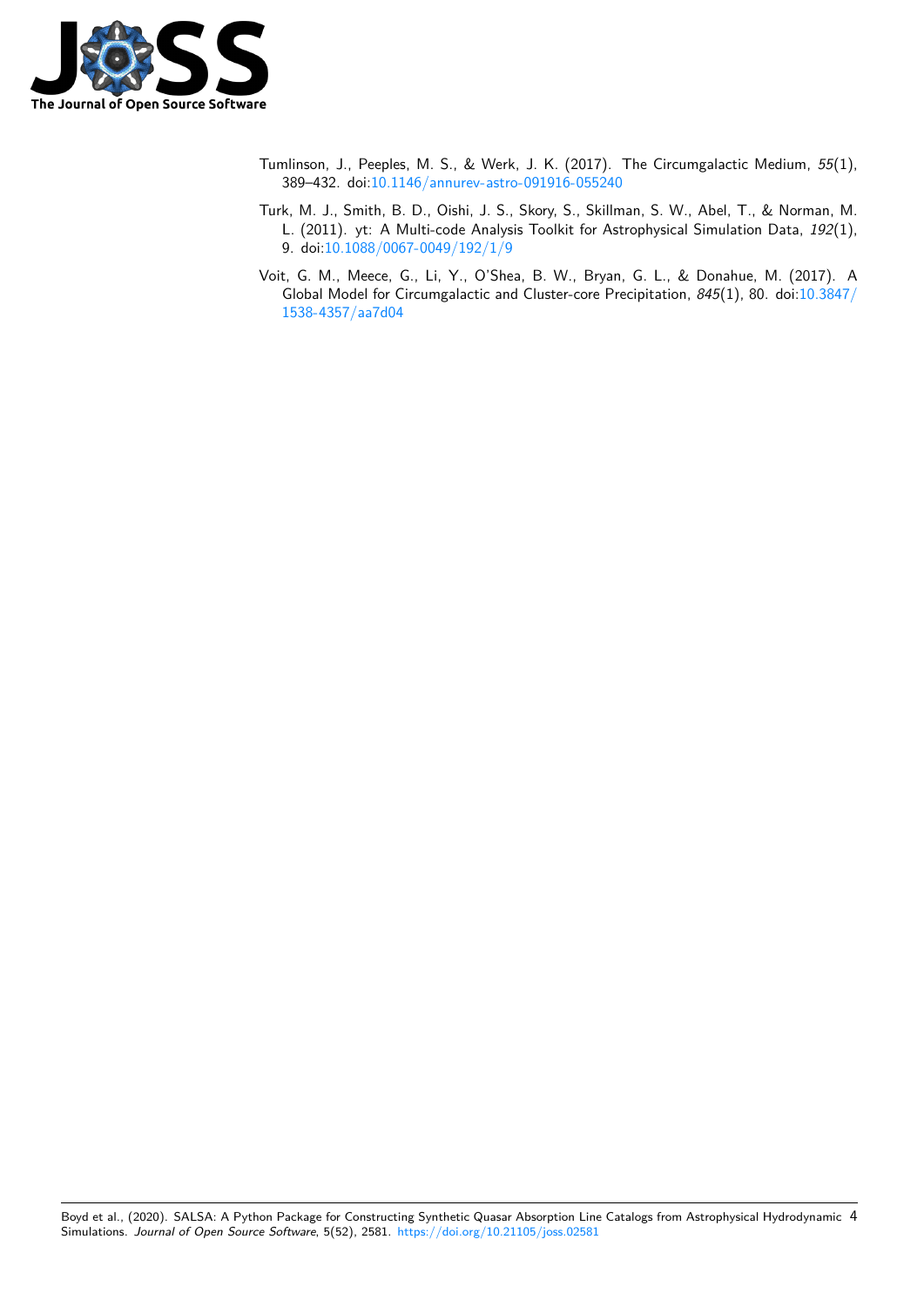Tumlinson, J., Peeples, M. S., & Werk, J. K. (2017). The Circumgalactic Medium, *55*(1), 389–432. doi:10.1146/annurev-astro-091916-055240

Turk, M. J., Smith, B. D., Oishi, J. S., Skory, S., Skillman, S. W., Abel, T., & Norman, M. L. (2011). yt: A Multi-code Analysis Toolkit for Astrophysical Simulation Data, *192*(1), 9. doi:10.1088/0067-0049/192/1/9

Voit, G. M., Meece, G., Li, Y., O'Shea, B. W., Bryan, G. L., & Donahue, M. (2017). A Global Model for Circumgalactic and Cluster-core Precipitation, *845*(1), 80. doi:10.3847/1538-4357/aa7d04